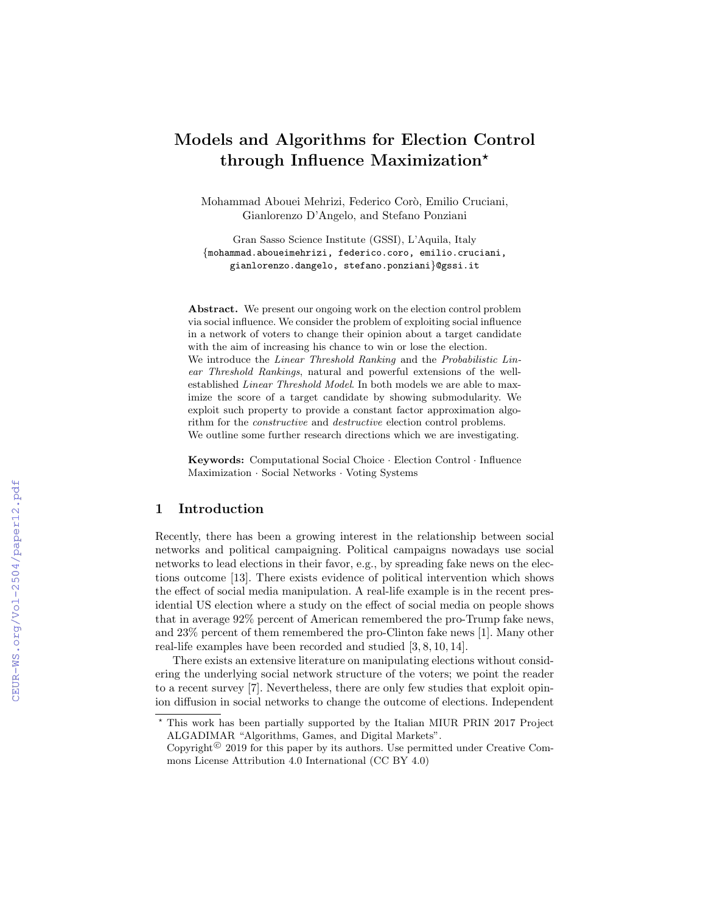# Models and Algorithms for Election Control through Influence Maximization*

Mohammad Abouei Mehrizi, Federico Corò, Emilio Cruciani, Gianlorenzo D'Angelo, and Stefano Ponziani

Gran Sasso Science Institute (GSSI), L'Aquila, Italy
{mohammad.aboueimehrizi, federico.coro, emilio.cruciani, gianlorenzo.dangelo, stefano.ponziani}@gssi.it

**Abstract.** We present our ongoing work on the election control problem via social influence. We consider the problem of exploiting social influence in a network of voters to change their opinion about a target candidate with the aim of increasing his chance to win or lose the election.
We introduce the *Linear Threshold Ranking* and the *Probabilistic Linear Threshold Rankings*, natural and powerful extensions of the well-established *Linear Threshold Model*. In both models we are able to maximize the score of a target candidate by showing submodularity. We exploit such property to provide a constant factor approximation algorithm for the *constructive* and *destructive* election control problems.
We outline some further research directions which we are investigating.

**Keywords:** Computational Social Choice · Election Control · Influence Maximization · Social Networks · Voting Systems

## 1 Introduction

Recently, there has been a growing interest in the relationship between social networks and political campaigning. Political campaigns nowadays use social networks to lead elections in their favor, e.g., by spreading fake news on the elections outcome [13]. There exists evidence of political intervention which shows the effect of social media manipulation. A real-life example is in the recent presidential US election where a study on the effect of social media on people shows that in average 92% percent of American remembered the pro-Trump fake news, and 23% percent of them remembered the pro-Clinton fake news [1]. Many other real-life examples have been recorded and studied [3, 8, 10, 14].

There exists an extensive literature on manipulating elections without considering the underlying social network structure of the voters; we point the reader to a recent survey [7]. Nevertheless, there are only few studies that exploit opinion diffusion in social networks to change the outcome of elections. Independent

* This work has been partially supported by the Italian MIUR PRIN 2017 Project ALGADIMAR "Algorithms, Games, and Digital Markets".
Copyright© 2019 for this paper by its authors. Use permitted under Creative Commons License Attribution 4.0 International (CC BY 4.0)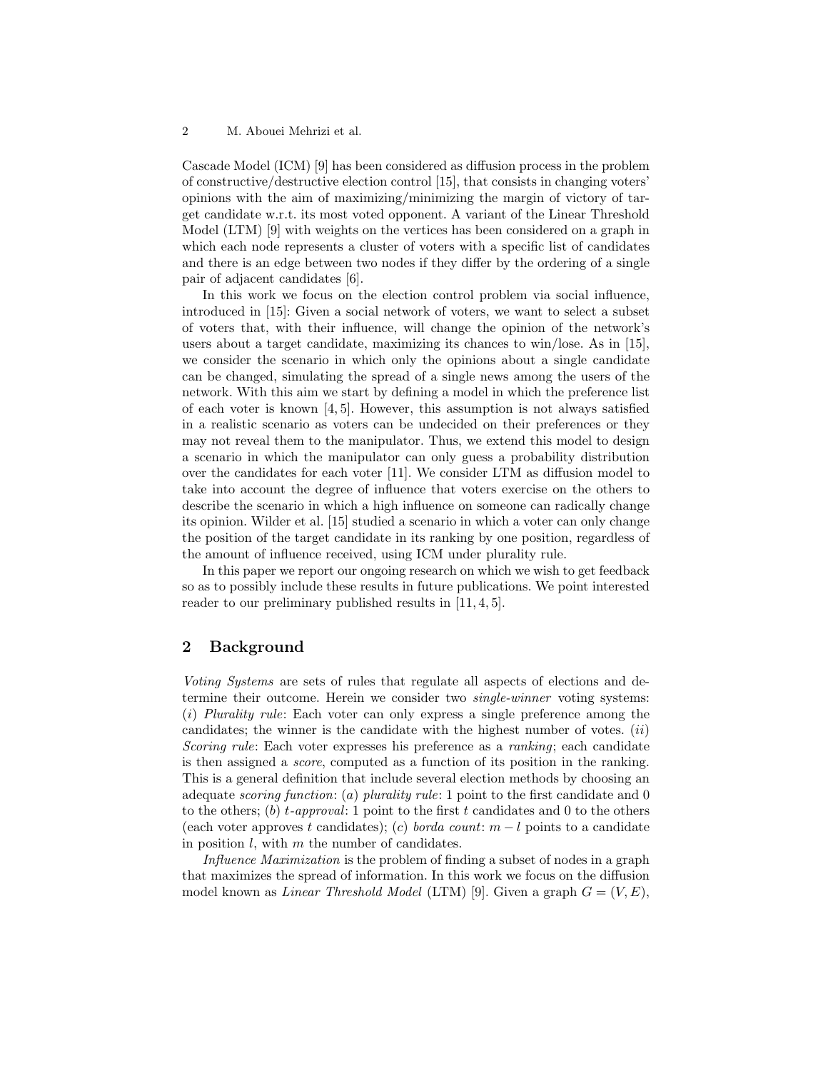Cascade Model (ICM) [9] has been considered as diffusion process in the problem of constructive/destructive election control [15], that consists in changing voters' opinions with the aim of maximizing/minimizing the margin of victory of target candidate w.r.t. its most voted opponent. A variant of the Linear Threshold Model (LTM) [9] with weights on the vertices has been considered on a graph in which each node represents a cluster of voters with a specific list of candidates and there is an edge between two nodes if they differ by the ordering of a single pair of adjacent candidates [6].

In this work we focus on the election control problem via social influence, introduced in [15]: Given a social network of voters, we want to select a subset of voters that, with their influence, will change the opinion of the network's users about a target candidate, maximizing its chances to win/lose. As in [15], we consider the scenario in which only the opinions about a single candidate can be changed, simulating the spread of a single news among the users of the network. With this aim we start by defining a model in which the preference list of each voter is known [4, 5]. However, this assumption is not always satisfied in a realistic scenario as voters can be undecided on their preferences or they may not reveal them to the manipulator. Thus, we extend this model to design a scenario in which the manipulator can only guess a probability distribution over the candidates for each voter [11]. We consider LTM as diffusion model to take into account the degree of influence that voters exercise on the others to describe the scenario in which a high influence on someone can radically change its opinion. Wilder et al. [15] studied a scenario in which a voter can only change the position of the target candidate in its ranking by one position, regardless of the amount of influence received, using ICM under plurality rule.

In this paper we report our ongoing research on which we wish to get feedback so as to possibly include these results in future publications. We point interested reader to our preliminary published results in [11, 4, 5].

## 2 Background

*Voting Systems* are sets of rules that regulate all aspects of elections and determine their outcome. Herein we consider two *single-winner* voting systems: (*i*) *Plurality rule*: Each voter can only express a single preference among the candidates; the winner is the candidate with the highest number of votes. (*ii*) *Scoring rule*: Each voter expresses his preference as a *ranking*; each candidate is then assigned a *score*, computed as a function of its position in the ranking. This is a general definition that include several election methods by choosing an adequate *scoring function*: (*a*) *plurality rule*: 1 point to the first candidate and 0 to the others; (*b*) *t-approval*: 1 point to the first $t$ candidates and 0 to the others (each voter approves $t$ candidates); (*c*) *borda count*: $m - l$ points to a candidate in position $l$, with $m$ the number of candidates.

*Influence Maximization* is the problem of finding a subset of nodes in a graph that maximizes the spread of information. In this work we focus on the diffusion model known as *Linear Threshold Model* (LTM) [9]. Given a graph $G = (V, E)$,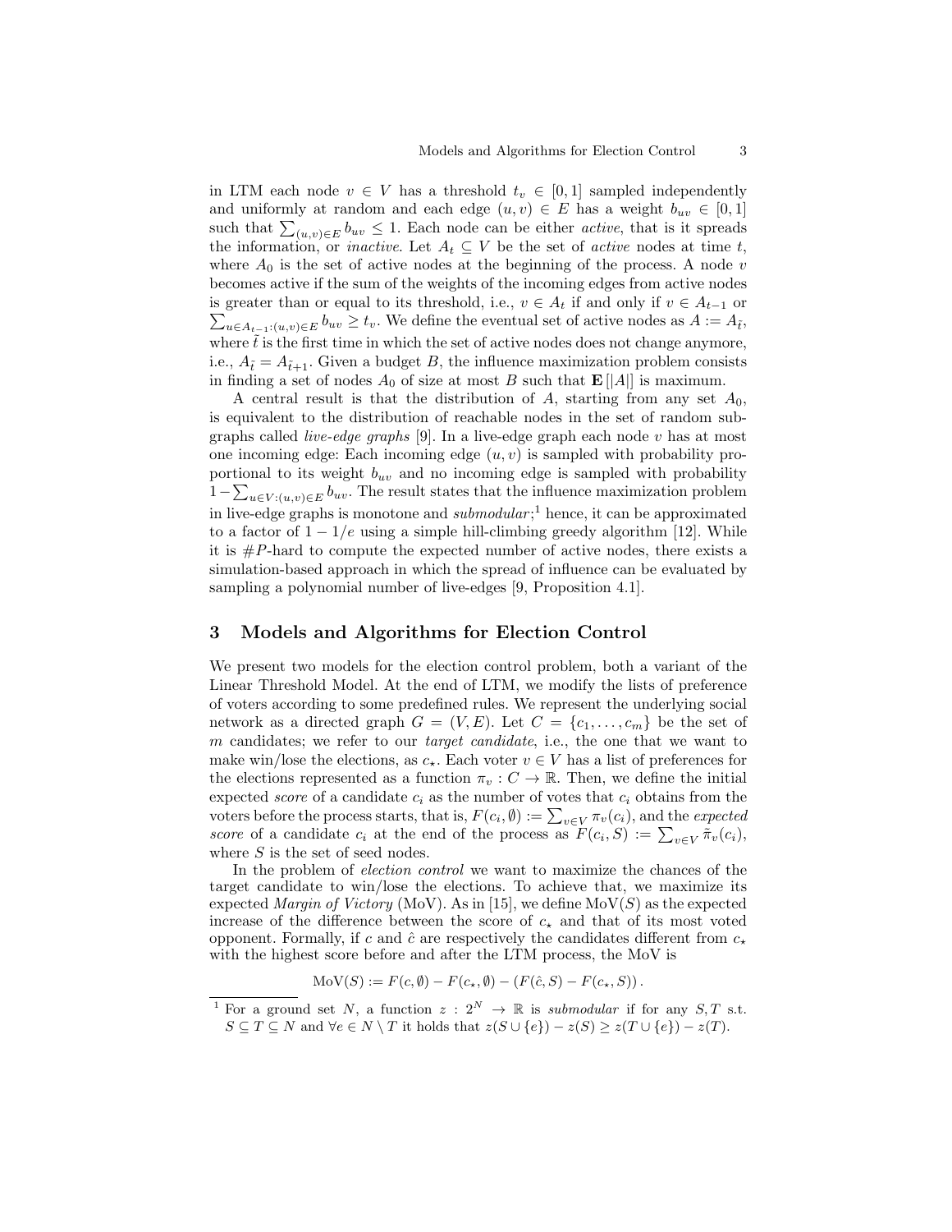in LTM each node $v \in V$ has a threshold $t_v \in [0, 1]$ sampled independently and uniformly at random and each edge $(u, v) \in E$ has a weight $b_{uv} \in [0, 1]$ such that $\sum_{(u,v)\in E} b_{uv} \leq 1$. Each node can be either *active*, that is it spreads the information, or *inactive*. Let $A_t \subseteq V$ be the set of *active* nodes at time $t$, where $A_0$ is the set of active nodes at the beginning of the process. A node $v$ becomes active if the sum of the weights of the incoming edges from active nodes is greater than or equal to its threshold, i.e., $v \in A_t$ if and only if $v \in A_{t-1}$ or $\sum_{u\in A_{t-1}:(u,v)\in E} b_{uv} \geq t_v$. We define the eventual set of active nodes as $A := A_{\tilde{t}}$, where $\tilde{t}$ is the first time in which the set of active nodes does not change anymore, i.e., $A_{\tilde{t}} = A_{\tilde{t}+1}$. Given a budget $B$, the influence maximization problem consists in finding a set of nodes $A_0$ of size at most $B$ such that $\mathbf{E}[|A|]$ is maximum.

A central result is that the distribution of $A$, starting from any set $A_0$, is equivalent to the distribution of reachable nodes in the set of random subgraphs called *live-edge graphs* [9]. In a live-edge graph each node $v$ has at most one incoming edge: Each incoming edge $(u, v)$ is sampled with probability proportional to its weight $b_{uv}$ and no incoming edge is sampled with probability $1-\sum_{u\in V:(u,v)\in E} b_{uv}$. The result states that the influence maximization problem in live-edge graphs is monotone and *submodular*;[1] hence, it can be approximated to a factor of $1 - 1/e$ using a simple hill-climbing greedy algorithm [12]. While it is $\#P$-hard to compute the expected number of active nodes, there exists a simulation-based approach in which the spread of influence can be evaluated by sampling a polynomial number of live-edges [9, Proposition 4.1].

## 3 Models and Algorithms for Election Control

We present two models for the election control problem, both a variant of the Linear Threshold Model. At the end of LTM, we modify the lists of preference of voters according to some predefined rules. We represent the underlying social network as a directed graph $G = (V, E)$. Let $C = \{c_1, \ldots, c_m\}$ be the set of $m$ candidates; we refer to our *target candidate*, i.e., the one that we want to make win/lose the elections, as $c_\star$. Each voter $v \in V$ has a list of preferences for the elections represented as a function $\pi_v : C \to \mathbb{R}$. Then, we define the initial expected *score* of a candidate $c_i$ as the number of votes that $c_i$ obtains from the voters before the process starts, that is, $F(c_i, \emptyset) := \sum_{v\in V} \pi_v(c_i)$, and the *expected score* of a candidate $c_i$ at the end of the process as $F(c_i, S) := \sum_{v\in V} \tilde{\pi}_v(c_i)$, where $S$ is the set of seed nodes.

In the problem of *election control* we want to maximize the chances of the target candidate to win/lose the elections. To achieve that, we maximize its expected *Margin of Victory* (MoV). As in [15], we define $\mathrm{MoV}(S)$ as the expected increase of the difference between the score of $c_\star$ and that of its most voted opponent. Formally, if $c$ and $\hat{c}$ are respectively the candidates different from $c_\star$ with the highest score before and after the LTM process, the MoV is

$$\mathrm{MoV}(S) := F(c, \emptyset) - F(c_\star, \emptyset) - (F(\hat{c}, S) - F(c_\star, S)).$$

[1] For a ground set $N$, a function $z : 2^N \to \mathbb{R}$ is *submodular* if for any $S, T$ s.t. $S \subseteq T \subseteq N$ and $\forall e \in N \setminus T$ it holds that $z(S \cup \{e\}) - z(S) \geq z(T \cup \{e\}) - z(T)$.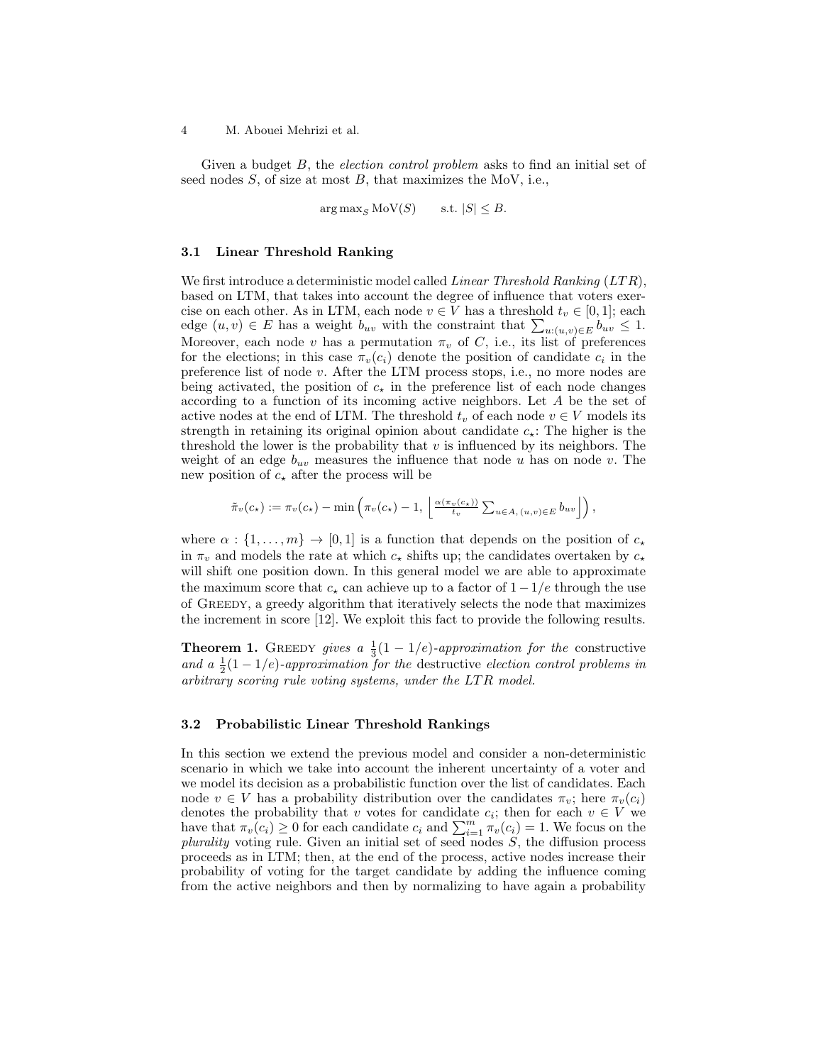Given a budget $B$, the *election control problem* asks to find an initial set of seed nodes $S$, of size at most $B$, that maximizes the MoV, i.e.,

$$\arg\max_S \text{MoV}(S) \qquad \text{s.t. } |S| \leq B.$$

### 3.1 Linear Threshold Ranking

We first introduce a deterministic model called *Linear Threshold Ranking* (*LTR*), based on LTM, that takes into account the degree of influence that voters exercise on each other. As in LTM, each node $v \in V$ has a threshold $t_v \in [0, 1]$; each edge $(u, v) \in E$ has a weight $b_{uv}$ with the constraint that $\sum_{u:(u,v)\in E} b_{uv} \leq 1$. Moreover, each node $v$ has a permutation $\pi_v$ of $C$, i.e., its list of preferences for the elections; in this case $\pi_v(c_i)$ denote the position of candidate $c_i$ in the preference list of node $v$. After the LTM process stops, i.e., no more nodes are being activated, the position of $c_\star$ in the preference list of each node changes according to a function of its incoming active neighbors. Let $A$ be the set of active nodes at the end of LTM. The threshold $t_v$ of each node $v \in V$ models its strength in retaining its original opinion about candidate $c_\star$: The higher is the threshold the lower is the probability that $v$ is influenced by its neighbors. The weight of an edge $b_{uv}$ measures the influence that node $u$ has on node $v$. The new position of $c_\star$ after the process will be

$$\tilde{\pi}_v(c_\star) := \pi_v(c_\star) - \min\left(\pi_v(c_\star) - 1,\ \left\lfloor \frac{\alpha(\pi_v(c_\star))}{t_v} \sum_{u \in A,\,(u,v)\in E} b_{uv} \right\rfloor\right),$$

where $\alpha : \{1, \ldots, m\} \to [0, 1]$ is a function that depends on the position of $c_\star$ in $\pi_v$ and models the rate at which $c_\star$ shifts up; the candidates overtaken by $c_\star$ will shift one position down. In this general model we are able to approximate the maximum score that $c_\star$ can achieve up to a factor of $1 - 1/e$ through the use of Greedy, a greedy algorithm that iteratively selects the node that maximizes the increment in score [12]. We exploit this fact to provide the following results.

**Theorem 1.** Greedy *gives a* $\frac{1}{3}(1 - 1/e)$*-approximation for the* constructive *and a* $\frac{1}{2}(1 - 1/e)$*-approximation for the* destructive *election control problems in arbitrary scoring rule voting systems, under the LTR model.*

### 3.2 Probabilistic Linear Threshold Rankings

In this section we extend the previous model and consider a non-deterministic scenario in which we take into account the inherent uncertainty of a voter and we model its decision as a probabilistic function over the list of candidates. Each node $v \in V$ has a probability distribution over the candidates $\pi_v$; here $\pi_v(c_i)$ denotes the probability that $v$ votes for candidate $c_i$; then for each $v \in V$ we have that $\pi_v(c_i) \geq 0$ for each candidate $c_i$ and $\sum_{i=1}^{m} \pi_v(c_i) = 1$. We focus on the *plurality* voting rule. Given an initial set of seed nodes $S$, the diffusion process proceeds as in LTM; then, at the end of the process, active nodes increase their probability of voting for the target candidate by adding the influence coming from the active neighbors and then by normalizing to have again a probability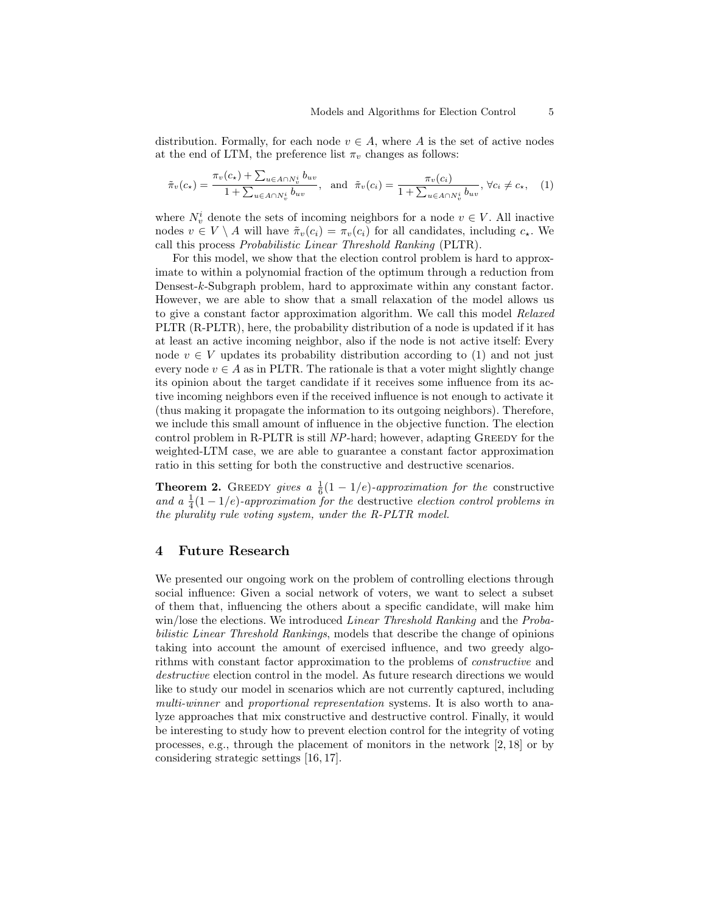distribution. Formally, for each node $v \in A$, where $A$ is the set of active nodes at the end of LTM, the preference list $\pi_v$ changes as follows:

$$\tilde{\pi}_v(c_\star) = \frac{\pi_v(c_\star) + \sum_{u \in A \cap N_v^i} b_{uv}}{1 + \sum_{u \in A \cap N_v^i} b_{uv}}, \quad \text{and} \quad \tilde{\pi}_v(c_i) = \frac{\pi_v(c_i)}{1 + \sum_{u \in A \cap N_v^i} b_{uv}}, \forall c_i \neq c_\star, \quad (1)$$

where $N_v^i$ denote the sets of incoming neighbors for a node $v \in V$. All inactive nodes $v \in V \setminus A$ will have $\tilde{\pi}_v(c_i) = \pi_v(c_i)$ for all candidates, including $c_\star$. We call this process *Probabilistic Linear Threshold Ranking* (PLTR).

For this model, we show that the election control problem is hard to approximate to within a polynomial fraction of the optimum through a reduction from Densest-$k$-Subgraph problem, hard to approximate within any constant factor. However, we are able to show that a small relaxation of the model allows us to give a constant factor approximation algorithm. We call this model *Relaxed* PLTR (R-PLTR), here, the probability distribution of a node is updated if it has at least an active incoming neighbor, also if the node is not active itself: Every node $v \in V$ updates its probability distribution according to (1) and not just every node $v \in A$ as in PLTR. The rationale is that a voter might slightly change its opinion about the target candidate if it receives some influence from its active incoming neighbors even if the received influence is not enough to activate it (thus making it propagate the information to its outgoing neighbors). Therefore, we include this small amount of influence in the objective function. The election control problem in R-PLTR is still *NP*-hard; however, adapting Greedy for the weighted-LTM case, we are able to guarantee a constant factor approximation ratio in this setting for both the constructive and destructive scenarios.

**Theorem 2.** Greedy *gives a* $\frac{1}{6}(1 - 1/e)$*-approximation for the* constructive *and a* $\frac{1}{4}(1 - 1/e)$*-approximation for the* destructive *election control problems in the plurality rule voting system, under the R-PLTR model.*

## 4 Future Research

We presented our ongoing work on the problem of controlling elections through social influence: Given a social network of voters, we want to select a subset of them that, influencing the others about a specific candidate, will make him win/lose the elections. We introduced *Linear Threshold Ranking* and the *Probabilistic Linear Threshold Rankings*, models that describe the change of opinions taking into account the amount of exercised influence, and two greedy algorithms with constant factor approximation to the problems of *constructive* and *destructive* election control in the model. As future research directions we would like to study our model in scenarios which are not currently captured, including *multi-winner* and *proportional representation* systems. It is also worth to analyze approaches that mix constructive and destructive control. Finally, it would be interesting to study how to prevent election control for the integrity of voting processes, e.g., through the placement of monitors in the network [2, 18] or by considering strategic settings [16, 17].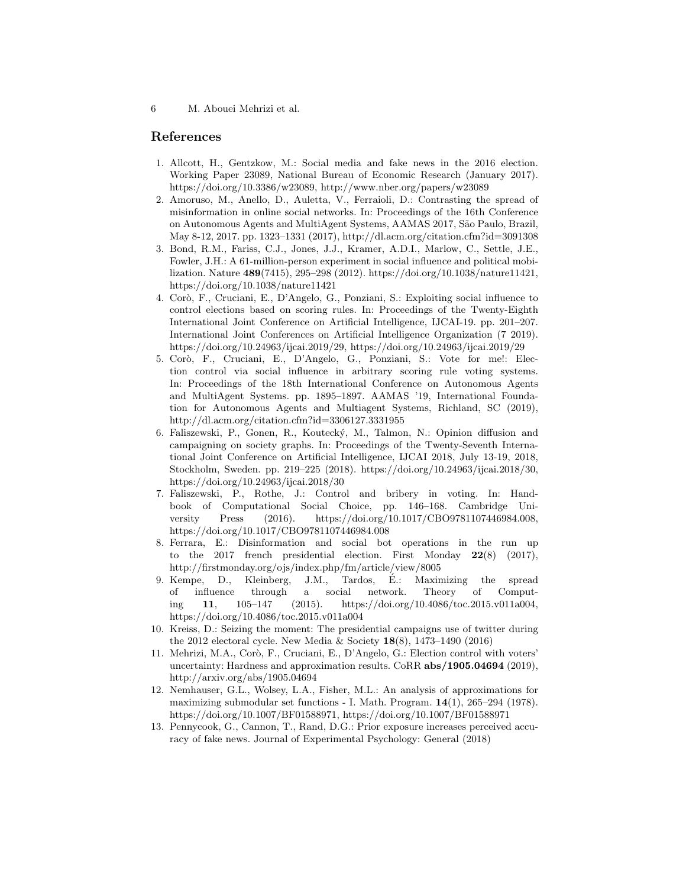## References

1. Allcott, H., Gentzkow, M.: Social media and fake news in the 2016 election. Working Paper 23089, National Bureau of Economic Research (January 2017). https://doi.org/10.3386/w23089, http://www.nber.org/papers/w23089
2. Amoruso, M., Anello, D., Auletta, V., Ferraioli, D.: Contrasting the spread of misinformation in online social networks. In: Proceedings of the 16th Conference on Autonomous Agents and MultiAgent Systems, AAMAS 2017, São Paulo, Brazil, May 8-12, 2017. pp. 1323–1331 (2017), http://dl.acm.org/citation.cfm?id=3091308
3. Bond, R.M., Fariss, C.J., Jones, J.J., Kramer, A.D.I., Marlow, C., Settle, J.E., Fowler, J.H.: A 61-million-person experiment in social influence and political mobilization. Nature **489**(7415), 295–298 (2012). https://doi.org/10.1038/nature11421, https://doi.org/10.1038/nature11421
4. Corò, F., Cruciani, E., D'Angelo, G., Ponziani, S.: Exploiting social influence to control elections based on scoring rules. In: Proceedings of the Twenty-Eighth International Joint Conference on Artificial Intelligence, IJCAI-19. pp. 201–207. International Joint Conferences on Artificial Intelligence Organization (7 2019). https://doi.org/10.24963/ijcai.2019/29, https://doi.org/10.24963/ijcai.2019/29
5. Corò, F., Cruciani, E., D'Angelo, G., Ponziani, S.: Vote for me!: Election control via social influence in arbitrary scoring rule voting systems. In: Proceedings of the 18th International Conference on Autonomous Agents and MultiAgent Systems. pp. 1895–1897. AAMAS '19, International Foundation for Autonomous Agents and Multiagent Systems, Richland, SC (2019), http://dl.acm.org/citation.cfm?id=3306127.3331955
6. Faliszewski, P., Gonen, R., Koutecký, M., Talmon, N.: Opinion diffusion and campaigning on society graphs. In: Proceedings of the Twenty-Seventh International Joint Conference on Artificial Intelligence, IJCAI 2018, July 13-19, 2018, Stockholm, Sweden. pp. 219–225 (2018). https://doi.org/10.24963/ijcai.2018/30, https://doi.org/10.24963/ijcai.2018/30
7. Faliszewski, P., Rothe, J.: Control and bribery in voting. In: Handbook of Computational Social Choice, pp. 146–168. Cambridge University Press (2016). https://doi.org/10.1017/CBO9781107446984.008, https://doi.org/10.1017/CBO9781107446984.008
8. Ferrara, E.: Disinformation and social bot operations in the run up to the 2017 french presidential election. First Monday **22**(8) (2017), http://firstmonday.org/ojs/index.php/fm/article/view/8005
9. Kempe, D., Kleinberg, J.M., Tardos, É.: Maximizing the spread of influence through a social network. Theory of Computing **11**, 105–147 (2015). https://doi.org/10.4086/toc.2015.v011a004, https://doi.org/10.4086/toc.2015.v011a004
10. Kreiss, D.: Seizing the moment: The presidential campaigns use of twitter during the 2012 electoral cycle. New Media & Society **18**(8), 1473–1490 (2016)
11. Mehrizi, M.A., Corò, F., Cruciani, E., D'Angelo, G.: Election control with voters' uncertainty: Hardness and approximation results. CoRR **abs/1905.04694** (2019), http://arxiv.org/abs/1905.04694
12. Nemhauser, G.L., Wolsey, L.A., Fisher, M.L.: An analysis of approximations for maximizing submodular set functions - I. Math. Program. **14**(1), 265–294 (1978). https://doi.org/10.1007/BF01588971, https://doi.org/10.1007/BF01588971
13. Pennycook, G., Cannon, T., Rand, D.G.: Prior exposure increases perceived accuracy of fake news. Journal of Experimental Psychology: General (2018)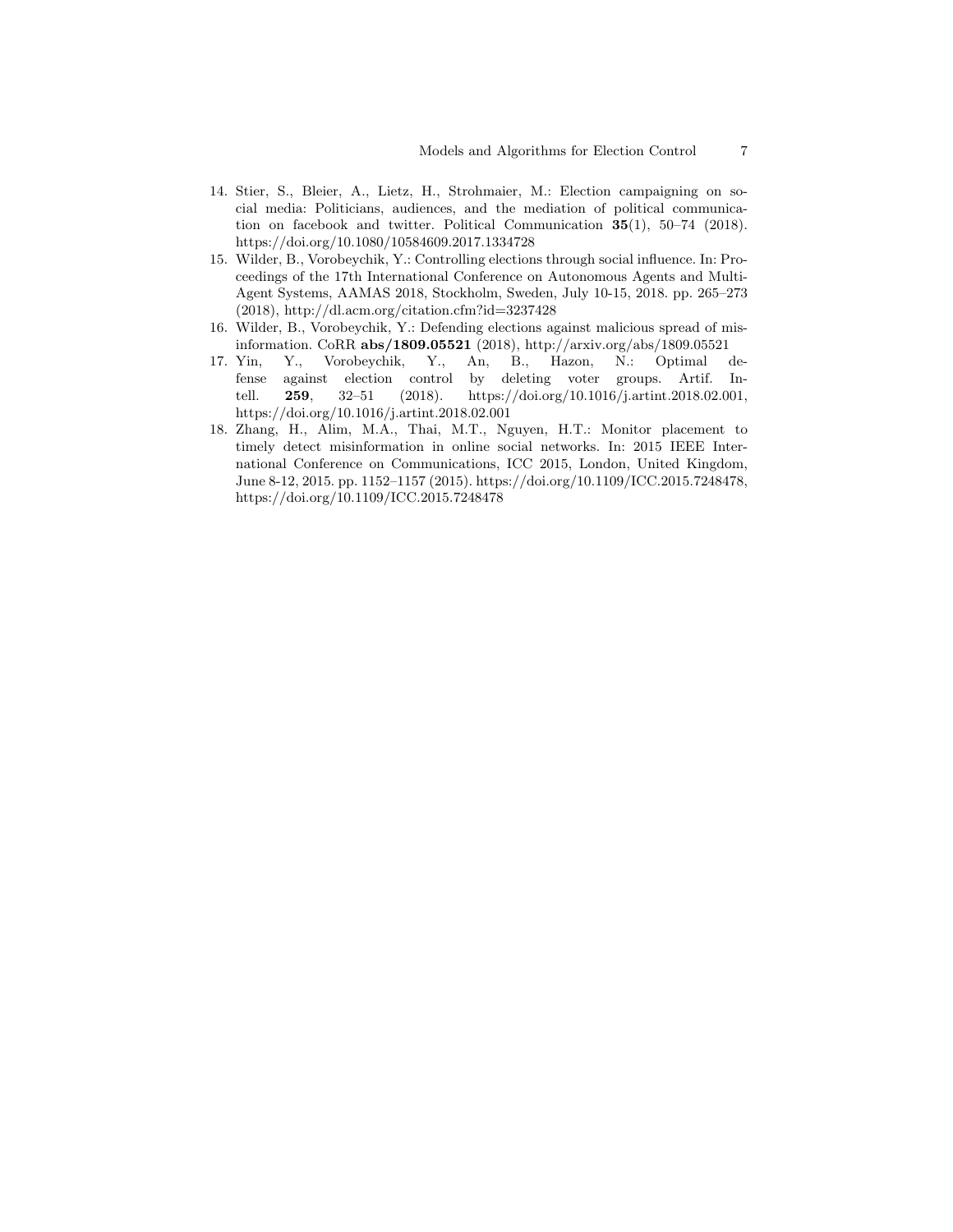14. Stier, S., Bleier, A., Lietz, H., Strohmaier, M.: Election campaigning on social media: Politicians, audiences, and the mediation of political communication on facebook and twitter. Political Communication **35**(1), 50–74 (2018). https://doi.org/10.1080/10584609.2017.1334728
15. Wilder, B., Vorobeychik, Y.: Controlling elections through social influence. In: Proceedings of the 17th International Conference on Autonomous Agents and Multi-Agent Systems, AAMAS 2018, Stockholm, Sweden, July 10-15, 2018. pp. 265–273 (2018), http://dl.acm.org/citation.cfm?id=3237428
16. Wilder, B., Vorobeychik, Y.: Defending elections against malicious spread of misinformation. CoRR **abs/1809.05521** (2018), http://arxiv.org/abs/1809.05521
17. Yin, Y., Vorobeychik, Y., An, B., Hazon, N.: Optimal defense against election control by deleting voter groups. Artif. Intell. **259**, 32–51 (2018). https://doi.org/10.1016/j.artint.2018.02.001, https://doi.org/10.1016/j.artint.2018.02.001
18. Zhang, H., Alim, M.A., Thai, M.T., Nguyen, H.T.: Monitor placement to timely detect misinformation in online social networks. In: 2015 IEEE International Conference on Communications, ICC 2015, London, United Kingdom, June 8-12, 2015. pp. 1152–1157 (2015). https://doi.org/10.1109/ICC.2015.7248478, https://doi.org/10.1109/ICC.2015.7248478